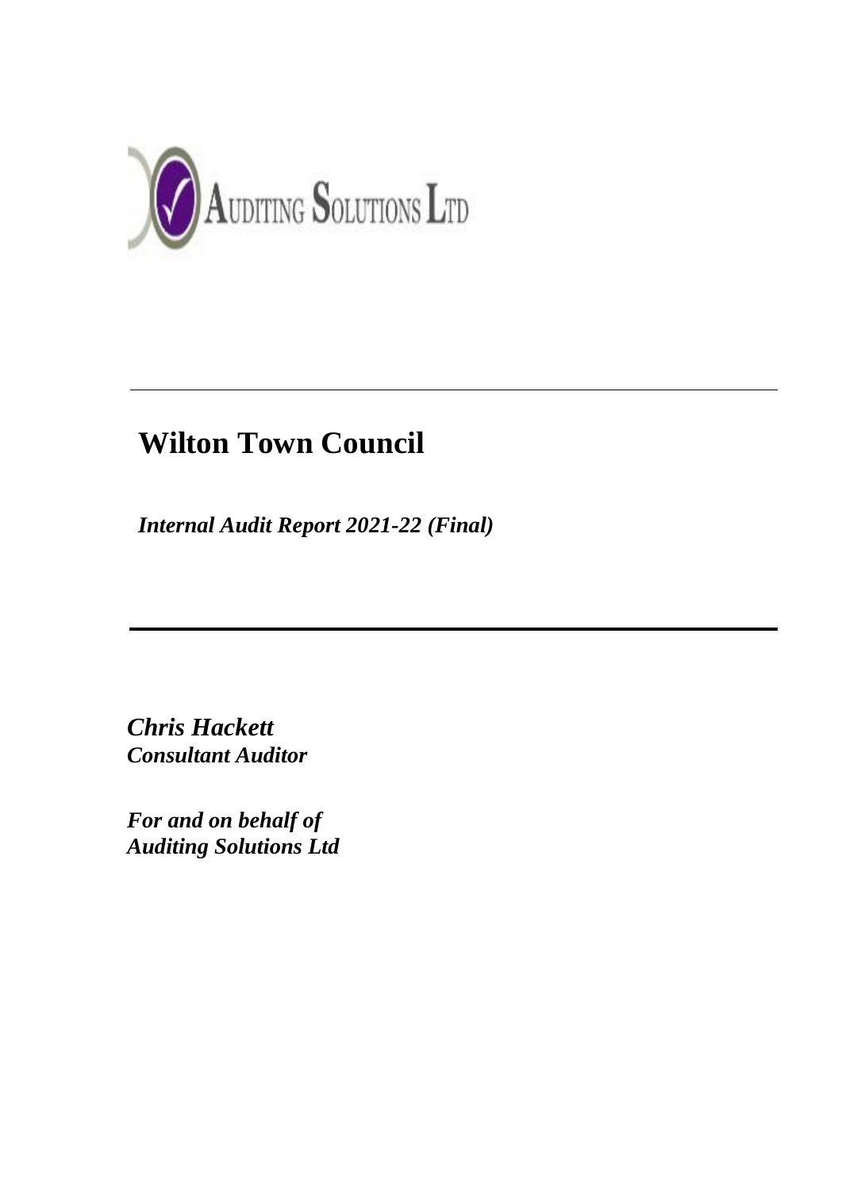AUDITING SOLUTIONS LTD

# Wilton Town Council

*Internal Audit Report 2021-22 (Final)*

***Chris Hackett***
***Consultant Auditor***

***For and on behalf of***
***Auditing Solutions Ltd***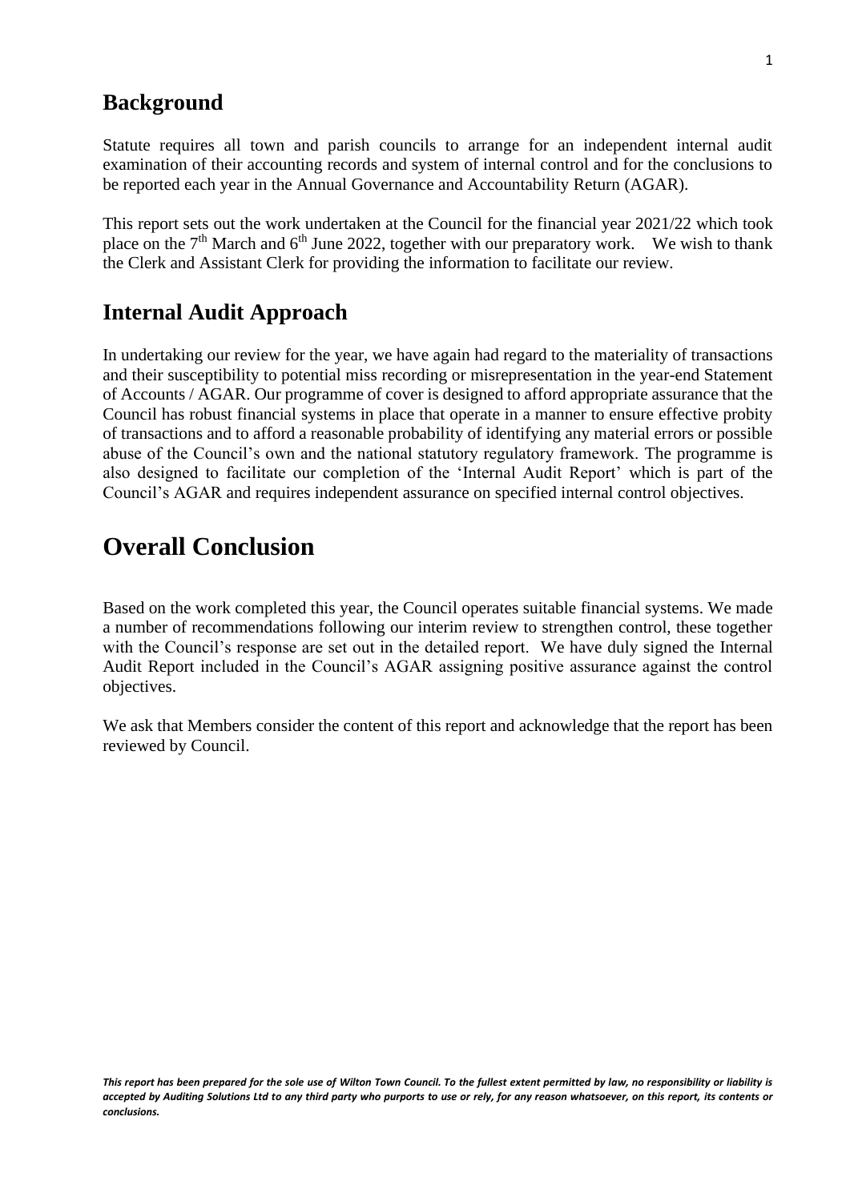## Background

Statute requires all town and parish councils to arrange for an independent internal audit examination of their accounting records and system of internal control and for the conclusions to be reported each year in the Annual Governance and Accountability Return (AGAR).

This report sets out the work undertaken at the Council for the financial year 2021/22 which took place on the 7th March and 6th June 2022, together with our preparatory work. We wish to thank the Clerk and Assistant Clerk for providing the information to facilitate our review.

## Internal Audit Approach

In undertaking our review for the year, we have again had regard to the materiality of transactions and their susceptibility to potential miss recording or misrepresentation in the year-end Statement of Accounts / AGAR. Our programme of cover is designed to afford appropriate assurance that the Council has robust financial systems in place that operate in a manner to ensure effective probity of transactions and to afford a reasonable probability of identifying any material errors or possible abuse of the Council's own and the national statutory regulatory framework. The programme is also designed to facilitate our completion of the 'Internal Audit Report' which is part of the Council's AGAR and requires independent assurance on specified internal control objectives.

# Overall Conclusion

Based on the work completed this year, the Council operates suitable financial systems. We made a number of recommendations following our interim review to strengthen control, these together with the Council's response are set out in the detailed report. We have duly signed the Internal Audit Report included in the Council's AGAR assigning positive assurance against the control objectives.

We ask that Members consider the content of this report and acknowledge that the report has been reviewed by Council.

***This report has been prepared for the sole use of Wilton Town Council. To the fullest extent permitted by law, no responsibility or liability is accepted by Auditing Solutions Ltd to any third party who purports to use or rely, for any reason whatsoever, on this report, its contents or conclusions.***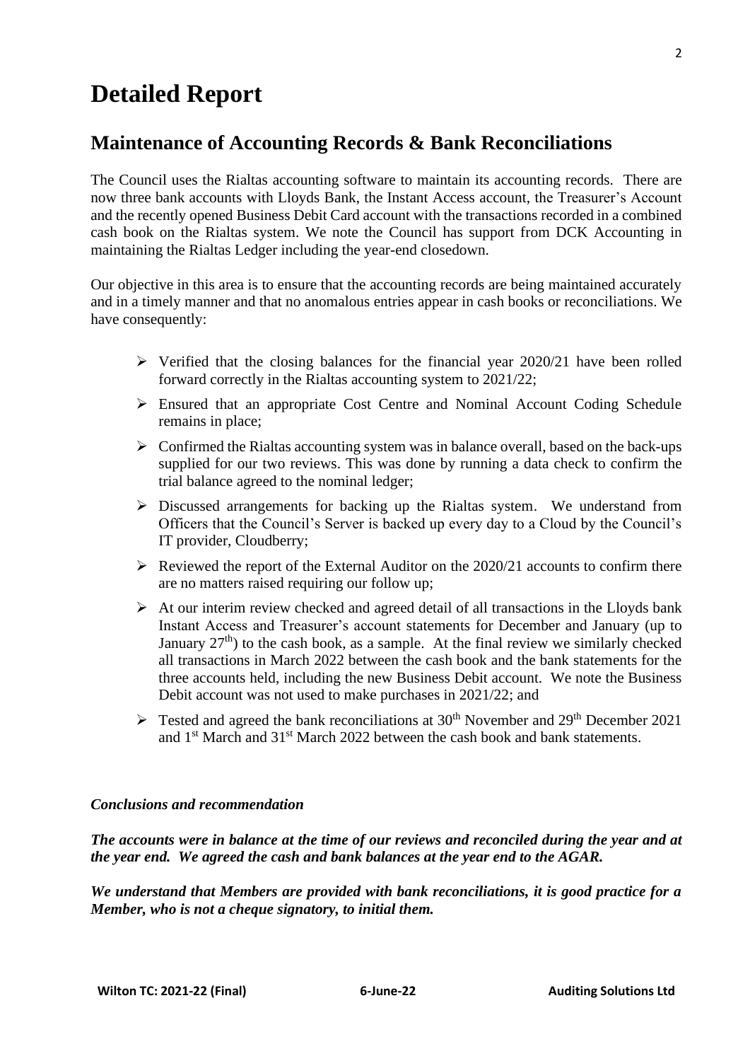# Detailed Report

## Maintenance of Accounting Records & Bank Reconciliations

The Council uses the Rialtas accounting software to maintain its accounting records. There are now three bank accounts with Lloyds Bank, the Instant Access account, the Treasurer's Account and the recently opened Business Debit Card account with the transactions recorded in a combined cash book on the Rialtas system. We note the Council has support from DCK Accounting in maintaining the Rialtas Ledger including the year-end closedown.

Our objective in this area is to ensure that the accounting records are being maintained accurately and in a timely manner and that no anomalous entries appear in cash books or reconciliations. We have consequently:

- Verified that the closing balances for the financial year 2020/21 have been rolled forward correctly in the Rialtas accounting system to 2021/22;
- Ensured that an appropriate Cost Centre and Nominal Account Coding Schedule remains in place;
- Confirmed the Rialtas accounting system was in balance overall, based on the back-ups supplied for our two reviews. This was done by running a data check to confirm the trial balance agreed to the nominal ledger;
- Discussed arrangements for backing up the Rialtas system. We understand from Officers that the Council's Server is backed up every day to a Cloud by the Council's IT provider, Cloudberry;
- Reviewed the report of the External Auditor on the 2020/21 accounts to confirm there are no matters raised requiring our follow up;
- At our interim review checked and agreed detail of all transactions in the Lloyds bank Instant Access and Treasurer's account statements for December and January (up to January 27th) to the cash book, as a sample. At the final review we similarly checked all transactions in March 2022 between the cash book and the bank statements for the three accounts held, including the new Business Debit account. We note the Business Debit account was not used to make purchases in 2021/22; and
- Tested and agreed the bank reconciliations at 30th November and 29th December 2021 and 1st March and 31st March 2022 between the cash book and bank statements.

***Conclusions and recommendation***

***The accounts were in balance at the time of our reviews and reconciled during the year and at the year end. We agreed the cash and bank balances at the year end to the AGAR.***

***We understand that Members are provided with bank reconciliations, it is good practice for a Member, who is not a cheque signatory, to initial them.***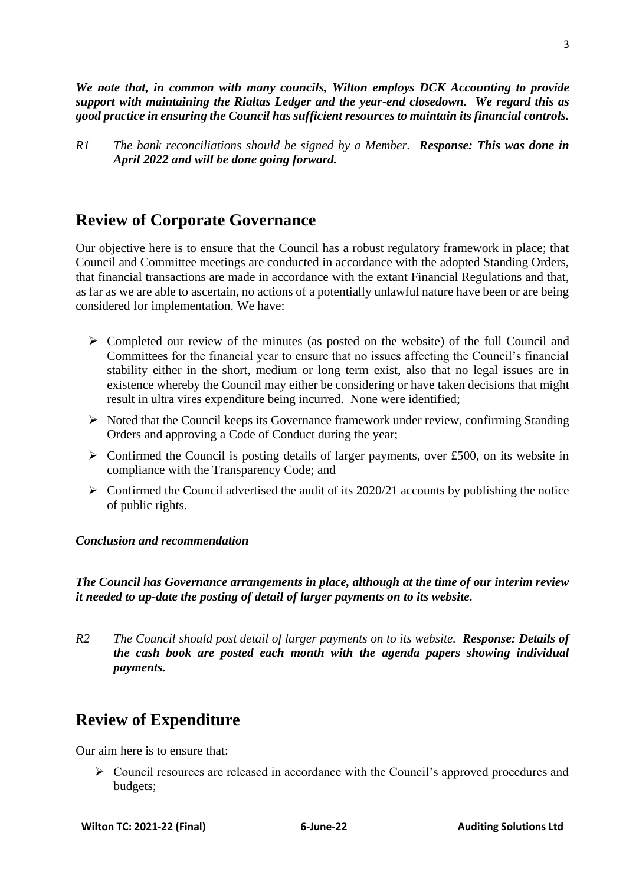***We note that, in common with many councils, Wilton employs DCK Accounting to provide support with maintaining the Rialtas Ledger and the year-end closedown. We regard this as good practice in ensuring the Council has sufficient resources to maintain its financial controls.***

*R1 The bank reconciliations should be signed by a Member.* ***Response: This was done in April 2022 and will be done going forward.***

## Review of Corporate Governance

Our objective here is to ensure that the Council has a robust regulatory framework in place; that Council and Committee meetings are conducted in accordance with the adopted Standing Orders, that financial transactions are made in accordance with the extant Financial Regulations and that, as far as we are able to ascertain, no actions of a potentially unlawful nature have been or are being considered for implementation. We have:

- Completed our review of the minutes (as posted on the website) of the full Council and Committees for the financial year to ensure that no issues affecting the Council's financial stability either in the short, medium or long term exist, also that no legal issues are in existence whereby the Council may either be considering or have taken decisions that might result in ultra vires expenditure being incurred. None were identified;
- Noted that the Council keeps its Governance framework under review, confirming Standing Orders and approving a Code of Conduct during the year;
- Confirmed the Council is posting details of larger payments, over £500, on its website in compliance with the Transparency Code; and
- Confirmed the Council advertised the audit of its 2020/21 accounts by publishing the notice of public rights.

***Conclusion and recommendation***

***The Council has Governance arrangements in place, although at the time of our interim review it needed to up-date the posting of detail of larger payments on to its website.***

*R2 The Council should post detail of larger payments on to its website.* ***Response: Details of the cash book are posted each month with the agenda papers showing individual payments.***

## Review of Expenditure

Our aim here is to ensure that:

- Council resources are released in accordance with the Council's approved procedures and budgets;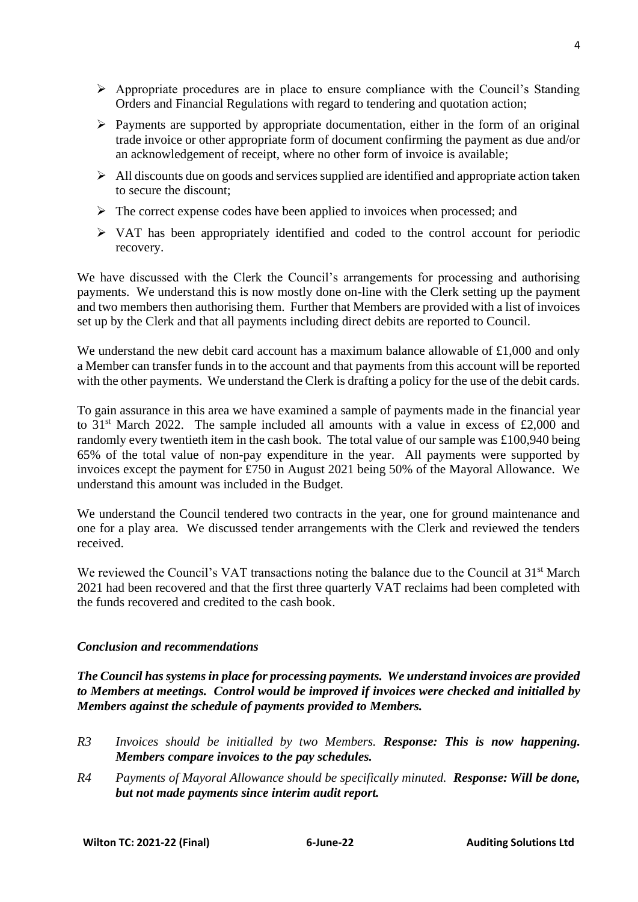- Appropriate procedures are in place to ensure compliance with the Council's Standing Orders and Financial Regulations with regard to tendering and quotation action;
- Payments are supported by appropriate documentation, either in the form of an original trade invoice or other appropriate form of document confirming the payment as due and/or an acknowledgement of receipt, where no other form of invoice is available;
- All discounts due on goods and services supplied are identified and appropriate action taken to secure the discount;
- The correct expense codes have been applied to invoices when processed; and
- VAT has been appropriately identified and coded to the control account for periodic recovery.

We have discussed with the Clerk the Council's arrangements for processing and authorising payments. We understand this is now mostly done on-line with the Clerk setting up the payment and two members then authorising them. Further that Members are provided with a list of invoices set up by the Clerk and that all payments including direct debits are reported to Council.

We understand the new debit card account has a maximum balance allowable of £1,000 and only a Member can transfer funds in to the account and that payments from this account will be reported with the other payments. We understand the Clerk is drafting a policy for the use of the debit cards.

To gain assurance in this area we have examined a sample of payments made in the financial year to 31st March 2022. The sample included all amounts with a value in excess of £2,000 and randomly every twentieth item in the cash book. The total value of our sample was £100,940 being 65% of the total value of non-pay expenditure in the year. All payments were supported by invoices except the payment for £750 in August 2021 being 50% of the Mayoral Allowance. We understand this amount was included in the Budget.

We understand the Council tendered two contracts in the year, one for ground maintenance and one for a play area. We discussed tender arrangements with the Clerk and reviewed the tenders received.

We reviewed the Council's VAT transactions noting the balance due to the Council at 31st March 2021 had been recovered and that the first three quarterly VAT reclaims had been completed with the funds recovered and credited to the cash book.

### *Conclusion and recommendations*

***The Council has systems in place for processing payments. We understand invoices are provided to Members at meetings. Control would be improved if invoices were checked and initialled by Members against the schedule of payments provided to Members.***

*R3 Invoices should be initialled by two Members.* ***Response: This is now happening. Members compare invoices to the pay schedules.***

*R4 Payments of Mayoral Allowance should be specifically minuted.* ***Response: Will be done, but not made payments since interim audit report.***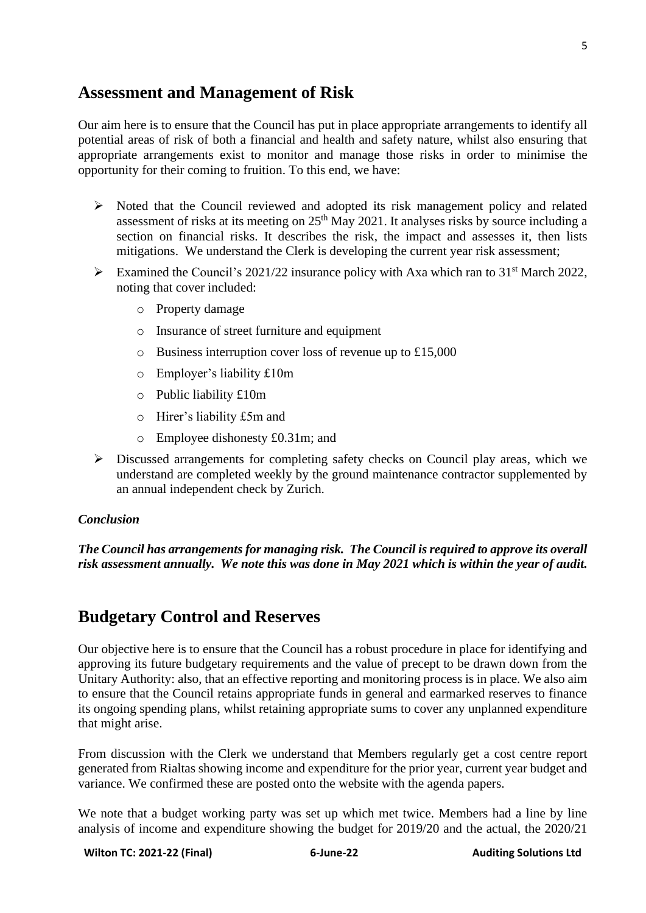## Assessment and Management of Risk

Our aim here is to ensure that the Council has put in place appropriate arrangements to identify all potential areas of risk of both a financial and health and safety nature, whilst also ensuring that appropriate arrangements exist to monitor and manage those risks in order to minimise the opportunity for their coming to fruition. To this end, we have:

- Noted that the Council reviewed and adopted its risk management policy and related assessment of risks at its meeting on 25th May 2021. It analyses risks by source including a section on financial risks. It describes the risk, the impact and assesses it, then lists mitigations. We understand the Clerk is developing the current year risk assessment;
- Examined the Council's 2021/22 insurance policy with Axa which ran to 31st March 2022, noting that cover included:
  - Property damage
  - Insurance of street furniture and equipment
  - Business interruption cover loss of revenue up to £15,000
  - Employer's liability £10m
  - Public liability £10m
  - Hirer's liability £5m and
  - Employee dishonesty £0.31m; and
- Discussed arrangements for completing safety checks on Council play areas, which we understand are completed weekly by the ground maintenance contractor supplemented by an annual independent check by Zurich.

***Conclusion***

***The Council has arrangements for managing risk. The Council is required to approve its overall risk assessment annually. We note this was done in May 2021 which is within the year of audit.***

## Budgetary Control and Reserves

Our objective here is to ensure that the Council has a robust procedure in place for identifying and approving its future budgetary requirements and the value of precept to be drawn down from the Unitary Authority: also, that an effective reporting and monitoring process is in place. We also aim to ensure that the Council retains appropriate funds in general and earmarked reserves to finance its ongoing spending plans, whilst retaining appropriate sums to cover any unplanned expenditure that might arise.

From discussion with the Clerk we understand that Members regularly get a cost centre report generated from Rialtas showing income and expenditure for the prior year, current year budget and variance. We confirmed these are posted onto the website with the agenda papers.

We note that a budget working party was set up which met twice. Members had a line by line analysis of income and expenditure showing the budget for 2019/20 and the actual, the 2020/21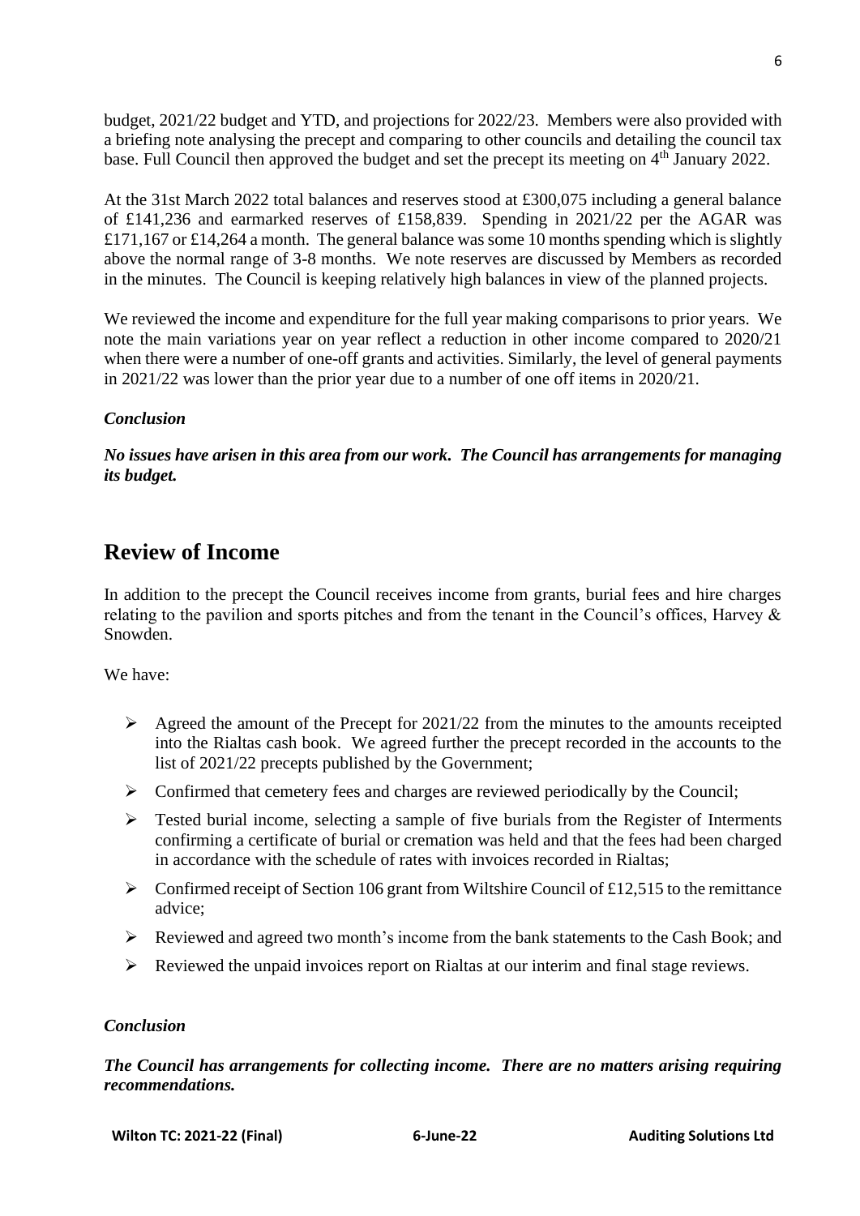budget, 2021/22 budget and YTD, and projections for 2022/23. Members were also provided with a briefing note analysing the precept and comparing to other councils and detailing the council tax base. Full Council then approved the budget and set the precept its meeting on 4th January 2022.

At the 31st March 2022 total balances and reserves stood at £300,075 including a general balance of £141,236 and earmarked reserves of £158,839. Spending in 2021/22 per the AGAR was £171,167 or £14,264 a month. The general balance was some 10 months spending which is slightly above the normal range of 3-8 months. We note reserves are discussed by Members as recorded in the minutes. The Council is keeping relatively high balances in view of the planned projects.

We reviewed the income and expenditure for the full year making comparisons to prior years. We note the main variations year on year reflect a reduction in other income compared to 2020/21 when there were a number of one-off grants and activities. Similarly, the level of general payments in 2021/22 was lower than the prior year due to a number of one off items in 2020/21.

***Conclusion***

***No issues have arisen in this area from our work. The Council has arrangements for managing its budget.***

## Review of Income

In addition to the precept the Council receives income from grants, burial fees and hire charges relating to the pavilion and sports pitches and from the tenant in the Council's offices, Harvey & Snowden.

We have:

- Agreed the amount of the Precept for 2021/22 from the minutes to the amounts receipted into the Rialtas cash book. We agreed further the precept recorded in the accounts to the list of 2021/22 precepts published by the Government;
- Confirmed that cemetery fees and charges are reviewed periodically by the Council;
- Tested burial income, selecting a sample of five burials from the Register of Interments confirming a certificate of burial or cremation was held and that the fees had been charged in accordance with the schedule of rates with invoices recorded in Rialtas;
- Confirmed receipt of Section 106 grant from Wiltshire Council of £12,515 to the remittance advice;
- Reviewed and agreed two month's income from the bank statements to the Cash Book; and
- Reviewed the unpaid invoices report on Rialtas at our interim and final stage reviews.

***Conclusion***

***The Council has arrangements for collecting income. There are no matters arising requiring recommendations.***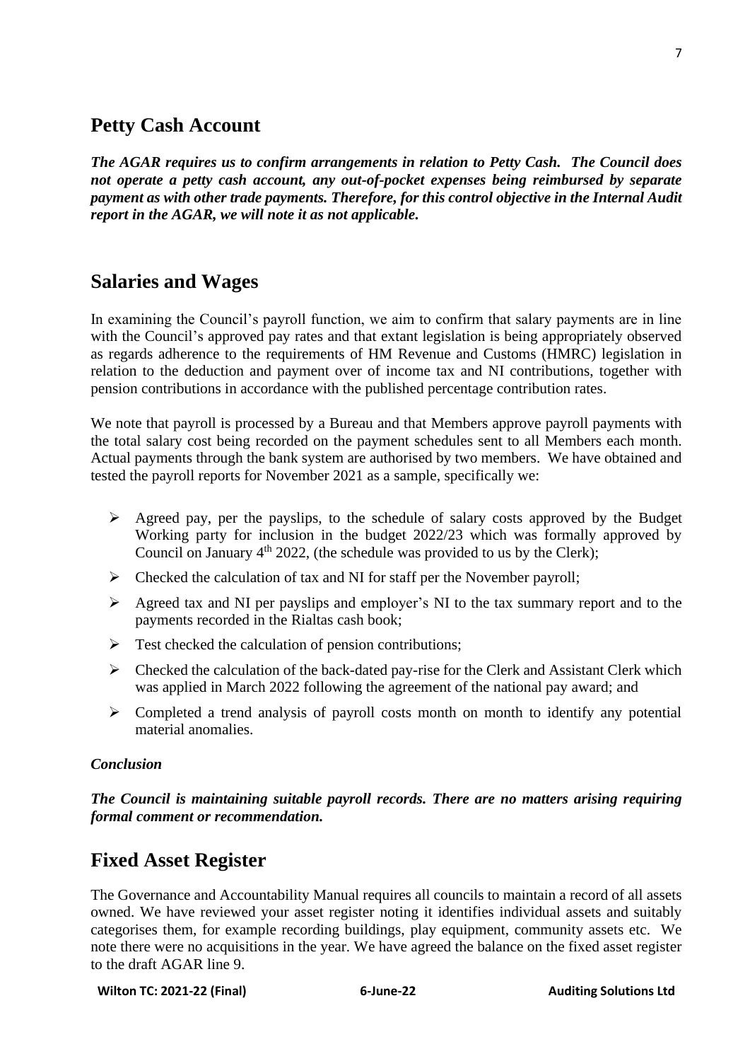## Petty Cash Account

***The AGAR requires us to confirm arrangements in relation to Petty Cash. The Council does not operate a petty cash account, any out-of-pocket expenses being reimbursed by separate payment as with other trade payments. Therefore, for this control objective in the Internal Audit report in the AGAR, we will note it as not applicable.***

## Salaries and Wages

In examining the Council's payroll function, we aim to confirm that salary payments are in line with the Council's approved pay rates and that extant legislation is being appropriately observed as regards adherence to the requirements of HM Revenue and Customs (HMRC) legislation in relation to the deduction and payment over of income tax and NI contributions, together with pension contributions in accordance with the published percentage contribution rates.

We note that payroll is processed by a Bureau and that Members approve payroll payments with the total salary cost being recorded on the payment schedules sent to all Members each month. Actual payments through the bank system are authorised by two members. We have obtained and tested the payroll reports for November 2021 as a sample, specifically we:

- Agreed pay, per the payslips, to the schedule of salary costs approved by the Budget Working party for inclusion in the budget 2022/23 which was formally approved by Council on January 4th 2022, (the schedule was provided to us by the Clerk);
- Checked the calculation of tax and NI for staff per the November payroll;
- Agreed tax and NI per payslips and employer's NI to the tax summary report and to the payments recorded in the Rialtas cash book;
- Test checked the calculation of pension contributions;
- Checked the calculation of the back-dated pay-rise for the Clerk and Assistant Clerk which was applied in March 2022 following the agreement of the national pay award; and
- Completed a trend analysis of payroll costs month on month to identify any potential material anomalies.

***Conclusion***

***The Council is maintaining suitable payroll records. There are no matters arising requiring formal comment or recommendation.***

## Fixed Asset Register

The Governance and Accountability Manual requires all councils to maintain a record of all assets owned. We have reviewed your asset register noting it identifies individual assets and suitably categorises them, for example recording buildings, play equipment, community assets etc. We note there were no acquisitions in the year. We have agreed the balance on the fixed asset register to the draft AGAR line 9.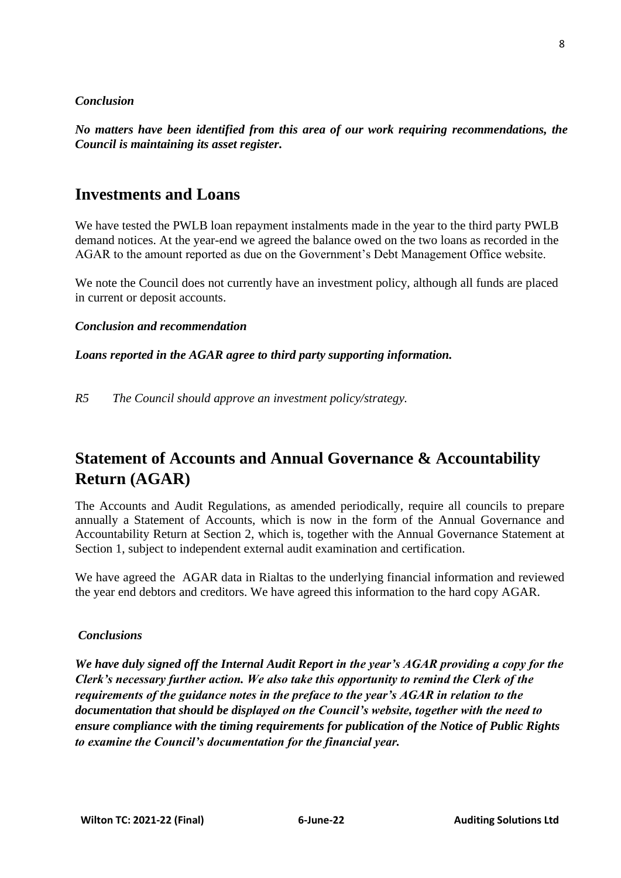***Conclusion***

***No matters have been identified from this area of our work requiring recommendations, the Council is maintaining its asset register.***

## Investments and Loans

We have tested the PWLB loan repayment instalments made in the year to the third party PWLB demand notices. At the year-end we agreed the balance owed on the two loans as recorded in the AGAR to the amount reported as due on the Government's Debt Management Office website.

We note the Council does not currently have an investment policy, although all funds are placed in current or deposit accounts.

***Conclusion and recommendation***

***Loans reported in the AGAR agree to third party supporting information.***

*R5 The Council should approve an investment policy/strategy.*

## Statement of Accounts and Annual Governance & Accountability Return (AGAR)

The Accounts and Audit Regulations, as amended periodically, require all councils to prepare annually a Statement of Accounts, which is now in the form of the Annual Governance and Accountability Return at Section 2, which is, together with the Annual Governance Statement at Section 1, subject to independent external audit examination and certification.

We have agreed the AGAR data in Rialtas to the underlying financial information and reviewed the year end debtors and creditors. We have agreed this information to the hard copy AGAR.

***Conclusions***

***We have duly signed off the Internal Audit Report in the year's AGAR providing a copy for the Clerk's necessary further action. We also take this opportunity to remind the Clerk of the requirements of the guidance notes in the preface to the year's AGAR in relation to the documentation that should be displayed on the Council's website, together with the need to ensure compliance with the timing requirements for publication of the Notice of Public Rights to examine the Council's documentation for the financial year.***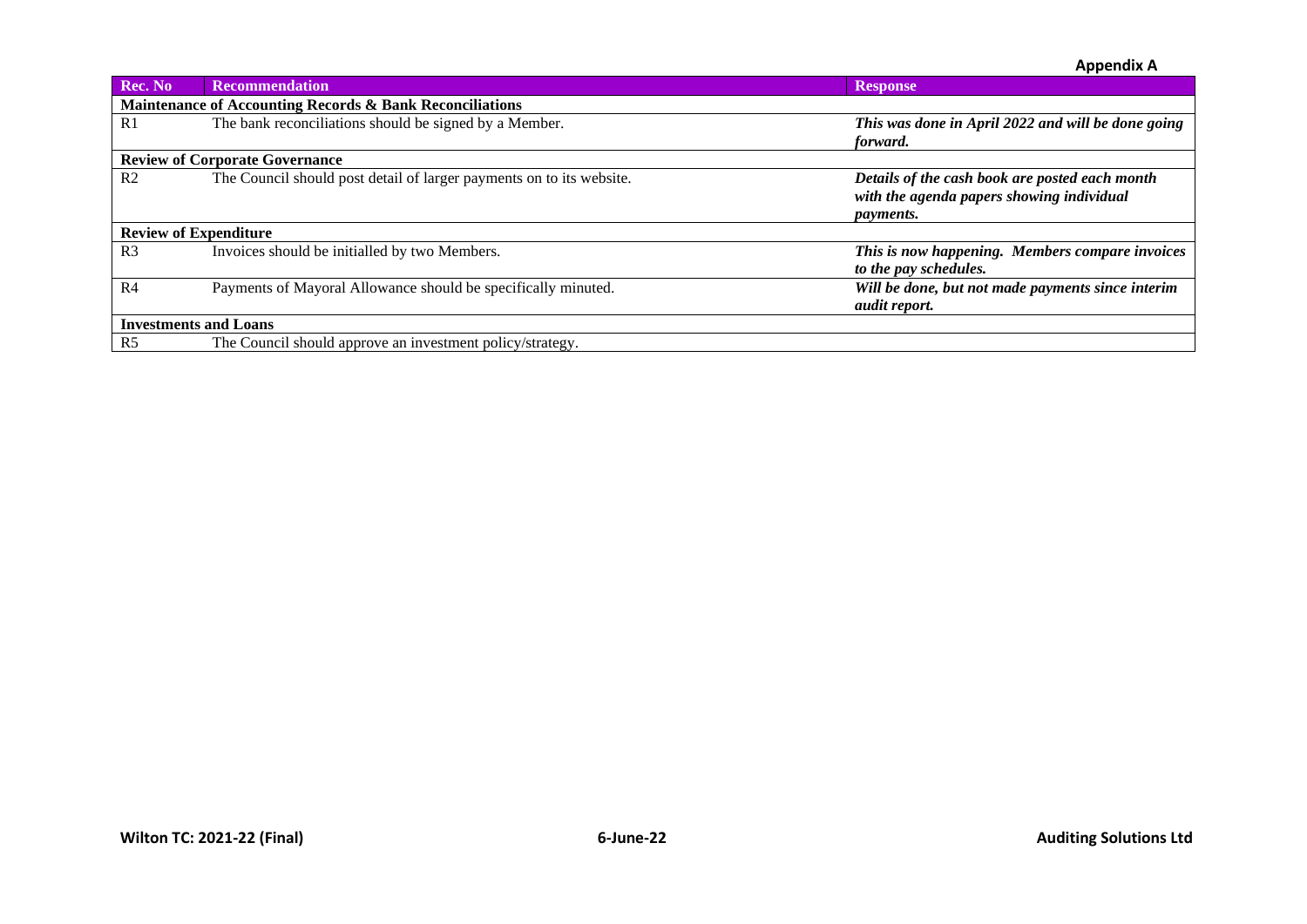**Appendix A**

| Rec. No | Recommendation | Response |
|---|---|---|
| **Maintenance of Accounting Records & Bank Reconciliations** | | |
| R1 | The bank reconciliations should be signed by a Member. | ***This was done in April 2022 and will be done going forward.*** |
| **Review of Corporate Governance** | | |
| R2 | The Council should post detail of larger payments on to its website. | ***Details of the cash book are posted each month with the agenda papers showing individual payments.*** |
| **Review of Expenditure** | | |
| R3 | Invoices should be initialled by two Members. | ***This is now happening. Members compare invoices to the pay schedules.*** |
| R4 | Payments of Mayoral Allowance should be specifically minuted. | ***Will be done, but not made payments since interim audit report.*** |
| **Investments and Loans** | | |
| R5 | The Council should approve an investment policy/strategy. | |